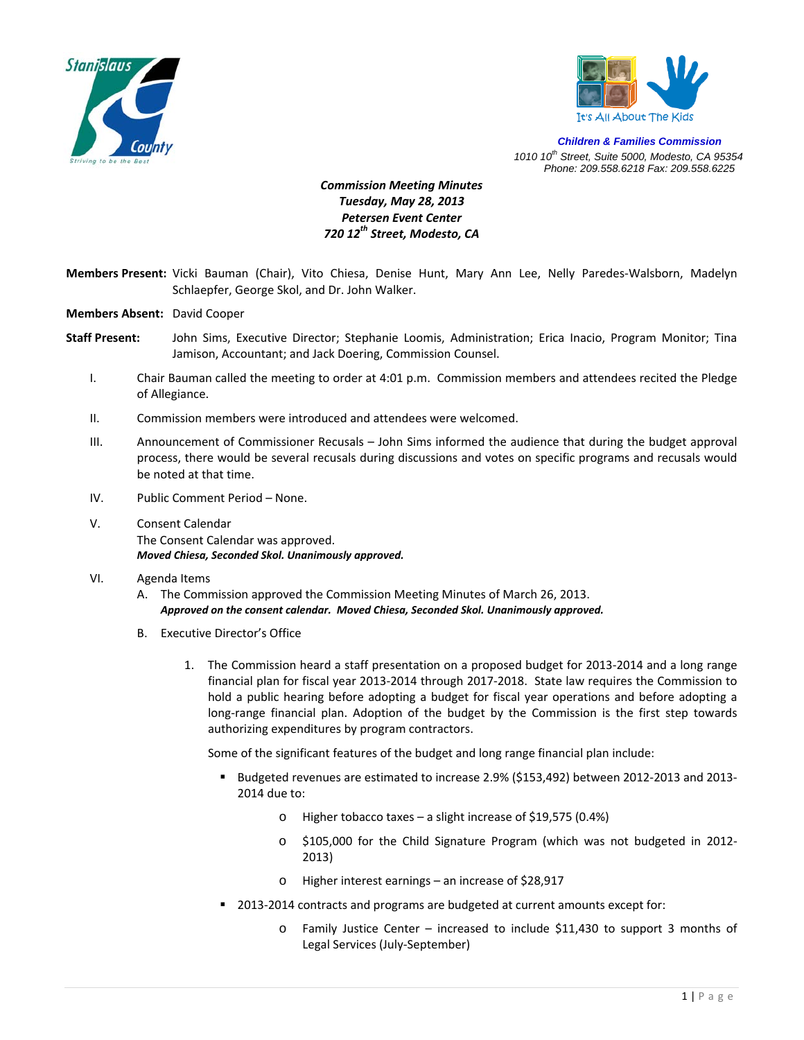Stanislaus County
Striving to be the Best

It's All About The Kids

**Children & Families Commission**
1010 10th Street, Suite 5000, Modesto, CA 95354
Phone: 209.558.6218 Fax: 209.558.6225

***Commission Meeting Minutes***
***Tuesday, May 28, 2013***
***Petersen Event Center***
***720 12th Street, Modesto, CA***

**Members Present:** Vicki Bauman (Chair), Vito Chiesa, Denise Hunt, Mary Ann Lee, Nelly Paredes-Walsborn, Madelyn Schlaepfer, George Skol, and Dr. John Walker.

**Members Absent:** David Cooper

**Staff Present:** John Sims, Executive Director; Stephanie Loomis, Administration; Erica Inacio, Program Monitor; Tina Jamison, Accountant; and Jack Doering, Commission Counsel.

I. Chair Bauman called the meeting to order at 4:01 p.m. Commission members and attendees recited the Pledge of Allegiance.

II. Commission members were introduced and attendees were welcomed.

III. Announcement of Commissioner Recusals – John Sims informed the audience that during the budget approval process, there would be several recusals during discussions and votes on specific programs and recusals would be noted at that time.

IV. Public Comment Period – None.

V. Consent Calendar
The Consent Calendar was approved.
***Moved Chiesa, Seconded Skol. Unanimously approved.***

VI. Agenda Items

A. The Commission approved the Commission Meeting Minutes of March 26, 2013.
***Approved on the consent calendar. Moved Chiesa, Seconded Skol. Unanimously approved.***

B. Executive Director's Office

1. The Commission heard a staff presentation on a proposed budget for 2013-2014 and a long range financial plan for fiscal year 2013-2014 through 2017-2018. State law requires the Commission to hold a public hearing before adopting a budget for fiscal year operations and before adopting a long-range financial plan. Adoption of the budget by the Commission is the first step towards authorizing expenditures by program contractors.

   Some of the significant features of the budget and long range financial plan include:

   - Budgeted revenues are estimated to increase 2.9% ($153,492) between 2012-2013 and 2013-2014 due to:
     - Higher tobacco taxes – a slight increase of $19,575 (0.4%)
     - $105,000 for the Child Signature Program (which was not budgeted in 2012-2013)
     - Higher interest earnings – an increase of $28,917
   - 2013-2014 contracts and programs are budgeted at current amounts except for:
     - Family Justice Center – increased to include $11,430 to support 3 months of Legal Services (July-September)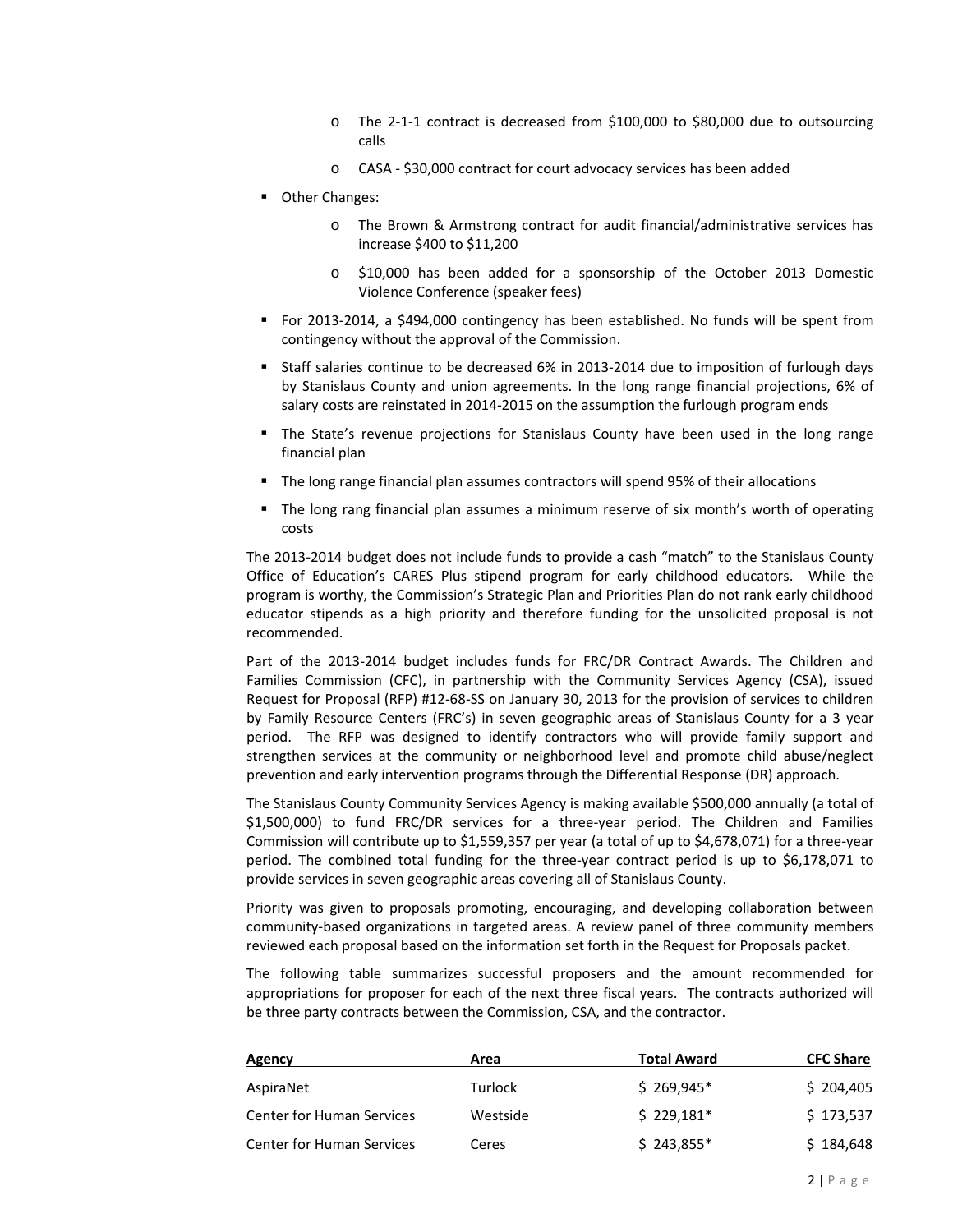- The 2-1-1 contract is decreased from $100,000 to $80,000 due to outsourcing calls
  - CASA - $30,000 contract for court advocacy services has been added
- Other Changes:
  - The Brown & Armstrong contract for audit financial/administrative services has increase $400 to $11,200
  - $10,000 has been added for a sponsorship of the October 2013 Domestic Violence Conference (speaker fees)
- For 2013-2014, a $494,000 contingency has been established. No funds will be spent from contingency without the approval of the Commission.
- Staff salaries continue to be decreased 6% in 2013-2014 due to imposition of furlough days by Stanislaus County and union agreements. In the long range financial projections, 6% of salary costs are reinstated in 2014-2015 on the assumption the furlough program ends
- The State's revenue projections for Stanislaus County have been used in the long range financial plan
- The long range financial plan assumes contractors will spend 95% of their allocations
- The long rang financial plan assumes a minimum reserve of six month's worth of operating costs

The 2013-2014 budget does not include funds to provide a cash "match" to the Stanislaus County Office of Education's CARES Plus stipend program for early childhood educators. While the program is worthy, the Commission's Strategic Plan and Priorities Plan do not rank early childhood educator stipends as a high priority and therefore funding for the unsolicited proposal is not recommended.

Part of the 2013-2014 budget includes funds for FRC/DR Contract Awards. The Children and Families Commission (CFC), in partnership with the Community Services Agency (CSA), issued Request for Proposal (RFP) #12-68-SS on January 30, 2013 for the provision of services to children by Family Resource Centers (FRC's) in seven geographic areas of Stanislaus County for a 3 year period. The RFP was designed to identify contractors who will provide family support and strengthen services at the community or neighborhood level and promote child abuse/neglect prevention and early intervention programs through the Differential Response (DR) approach.

The Stanislaus County Community Services Agency is making available $500,000 annually (a total of $1,500,000) to fund FRC/DR services for a three-year period. The Children and Families Commission will contribute up to $1,559,357 per year (a total of up to $4,678,071) for a three-year period. The combined total funding for the three-year contract period is up to $6,178,071 to provide services in seven geographic areas covering all of Stanislaus County.

Priority was given to proposals promoting, encouraging, and developing collaboration between community-based organizations in targeted areas. A review panel of three community members reviewed each proposal based on the information set forth in the Request for Proposals packet.

The following table summarizes successful proposers and the amount recommended for appropriations for proposer for each of the next three fiscal years. The contracts authorized will be three party contracts between the Commission, CSA, and the contractor.

| Agency | Area | Total Award | CFC Share |
|---|---|---|---|
| AspiraNet | Turlock | $ 269,945* | $ 204,405 |
| Center for Human Services | Westside | $ 229,181* | $ 173,537 |
| Center for Human Services | Ceres | $ 243,855* | $ 184,648 |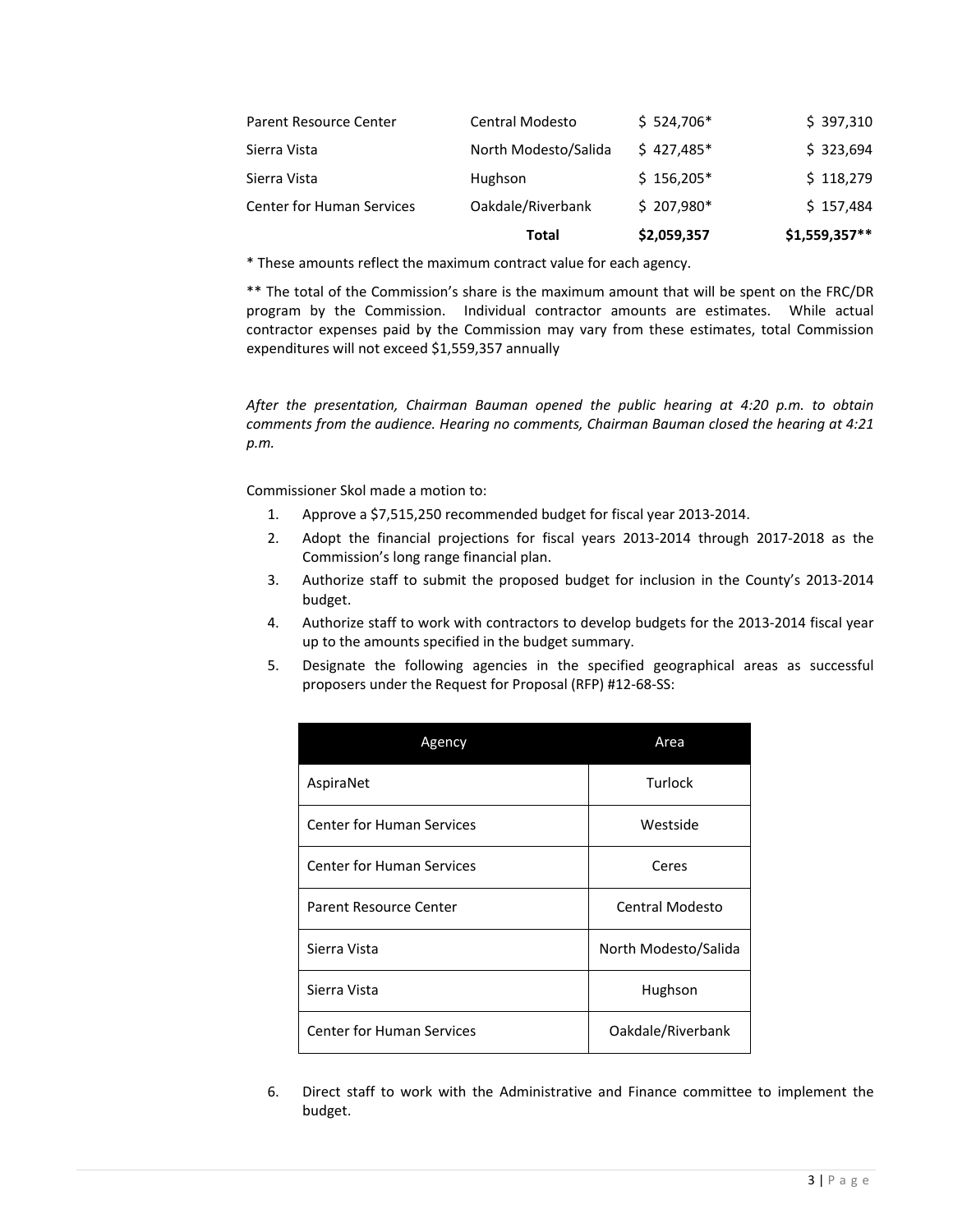| | | | |
|---|---|---|---|
| Parent Resource Center | Central Modesto | $ 524,706* | $ 397,310 |
| Sierra Vista | North Modesto/Salida | $ 427,485* | $ 323,694 |
| Sierra Vista | Hughson | $ 156,205* | $ 118,279 |
| Center for Human Services | Oakdale/Riverbank | $ 207,980* | $ 157,484 |
| | **Total** | **$2,059,357** | **$1,559,357**** |

* These amounts reflect the maximum contract value for each agency.

** The total of the Commission's share is the maximum amount that will be spent on the FRC/DR program by the Commission. Individual contractor amounts are estimates. While actual contractor expenses paid by the Commission may vary from these estimates, total Commission expenditures will not exceed $1,559,357 annually

*After the presentation, Chairman Bauman opened the public hearing at 4:20 p.m. to obtain comments from the audience. Hearing no comments, Chairman Bauman closed the hearing at 4:21 p.m.*

Commissioner Skol made a motion to:

1. Approve a $7,515,250 recommended budget for fiscal year 2013-2014.
2. Adopt the financial projections for fiscal years 2013-2014 through 2017-2018 as the Commission's long range financial plan.
3. Authorize staff to submit the proposed budget for inclusion in the County's 2013-2014 budget.
4. Authorize staff to work with contractors to develop budgets for the 2013-2014 fiscal year up to the amounts specified in the budget summary.
5. Designate the following agencies in the specified geographical areas as successful proposers under the Request for Proposal (RFP) #12-68-SS:

| Agency | Area |
|---|---|
| AspiraNet | Turlock |
| Center for Human Services | Westside |
| Center for Human Services | Ceres |
| Parent Resource Center | Central Modesto |
| Sierra Vista | North Modesto/Salida |
| Sierra Vista | Hughson |
| Center for Human Services | Oakdale/Riverbank |

6. Direct staff to work with the Administrative and Finance committee to implement the budget.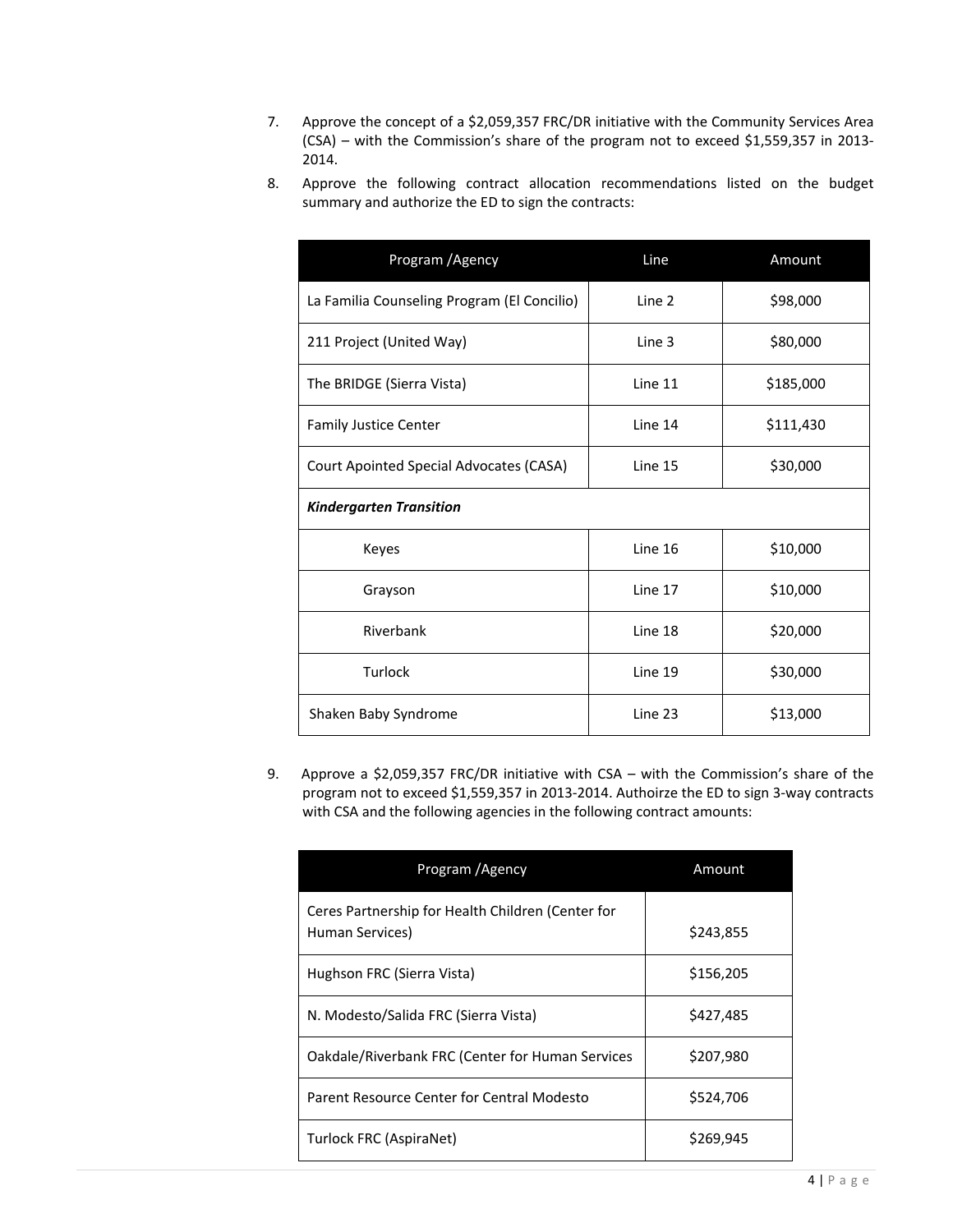7. Approve the concept of a $2,059,357 FRC/DR initiative with the Community Services Area (CSA) – with the Commission's share of the program not to exceed $1,559,357 in 2013-2014.
8. Approve the following contract allocation recommendations listed on the budget summary and authorize the ED to sign the contracts:

| Program /Agency | Line | Amount |
|---|---|---|
| La Familia Counseling Program (El Concilio) | Line 2 | $98,000 |
| 211 Project (United Way) | Line 3 | $80,000 |
| The BRIDGE (Sierra Vista) | Line 11 | $185,000 |
| Family Justice Center | Line 14 | $111,430 |
| Court Apointed Special Advocates (CASA) | Line 15 | $30,000 |
| ***Kindergarten Transition*** | | |
| Keyes | Line 16 | $10,000 |
| Grayson | Line 17 | $10,000 |
| Riverbank | Line 18 | $20,000 |
| Turlock | Line 19 | $30,000 |
| Shaken Baby Syndrome | Line 23 | $13,000 |

9. Approve a $2,059,357 FRC/DR initiative with CSA – with the Commission's share of the program not to exceed $1,559,357 in 2013-2014. Authoirze the ED to sign 3-way contracts with CSA and the following agencies in the following contract amounts:

| Program /Agency | Amount |
|---|---|
| Ceres Partnership for Health Children (Center for Human Services) | $243,855 |
| Hughson FRC (Sierra Vista) | $156,205 |
| N. Modesto/Salida FRC (Sierra Vista) | $427,485 |
| Oakdale/Riverbank FRC (Center for Human Services | $207,980 |
| Parent Resource Center for Central Modesto | $524,706 |
| Turlock FRC (AspiraNet) | $269,945 |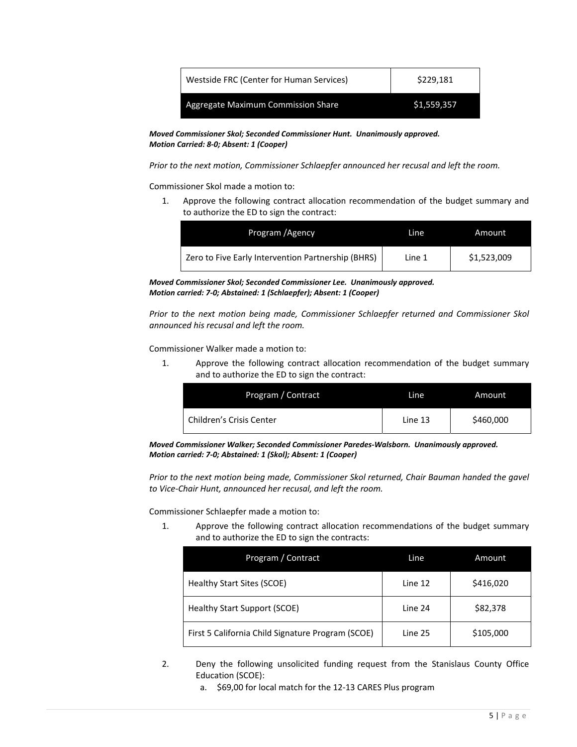| Westside FRC (Center for Human Services) | $229,181 |
| --- | --- |
| **Aggregate Maximum Commission Share** | **$1,559,357** |

***Moved Commissioner Skol; Seconded Commissioner Hunt. Unanimously approved.***
***Motion Carried: 8-0; Absent: 1 (Cooper)***

*Prior to the next motion, Commissioner Schlaepfer announced her recusal and left the room.*

Commissioner Skol made a motion to:

1. Approve the following contract allocation recommendation of the budget summary and to authorize the ED to sign the contract:

| Program /Agency | Line | Amount |
| --- | --- | --- |
| Zero to Five Early Intervention Partnership (BHRS) | Line 1 | $1,523,009 |

***Moved Commissioner Skol; Seconded Commissioner Lee. Unanimously approved.***
***Motion carried: 7-0; Abstained: 1 (Schlaepfer); Absent: 1 (Cooper)***

*Prior to the next motion being made, Commissioner Schlaepfer returned and Commissioner Skol announced his recusal and left the room.*

Commissioner Walker made a motion to:

1. Approve the following contract allocation recommendation of the budget summary and to authorize the ED to sign the contract:

| Program / Contract | Line | Amount |
| --- | --- | --- |
| Children's Crisis Center | Line 13 | $460,000 |

***Moved Commissioner Walker; Seconded Commissioner Paredes-Walsborn. Unanimously approved.***
***Motion carried: 7-0; Abstained: 1 (Skol); Absent: 1 (Cooper)***

*Prior to the next motion being made, Commissioner Skol returned, Chair Bauman handed the gavel to Vice-Chair Hunt, announced her recusal, and left the room.*

Commissioner Schlaepfer made a motion to:

1. Approve the following contract allocation recommendations of the budget summary and to authorize the ED to sign the contracts:

| Program / Contract | Line | Amount |
| --- | --- | --- |
| Healthy Start Sites (SCOE) | Line 12 | $416,020 |
| Healthy Start Support (SCOE) | Line 24 | $82,378 |
| First 5 California Child Signature Program (SCOE) | Line 25 | $105,000 |

2. Deny the following unsolicited funding request from the Stanislaus County Office Education (SCOE):
   a. $69,00 for local match for the 12-13 CARES Plus program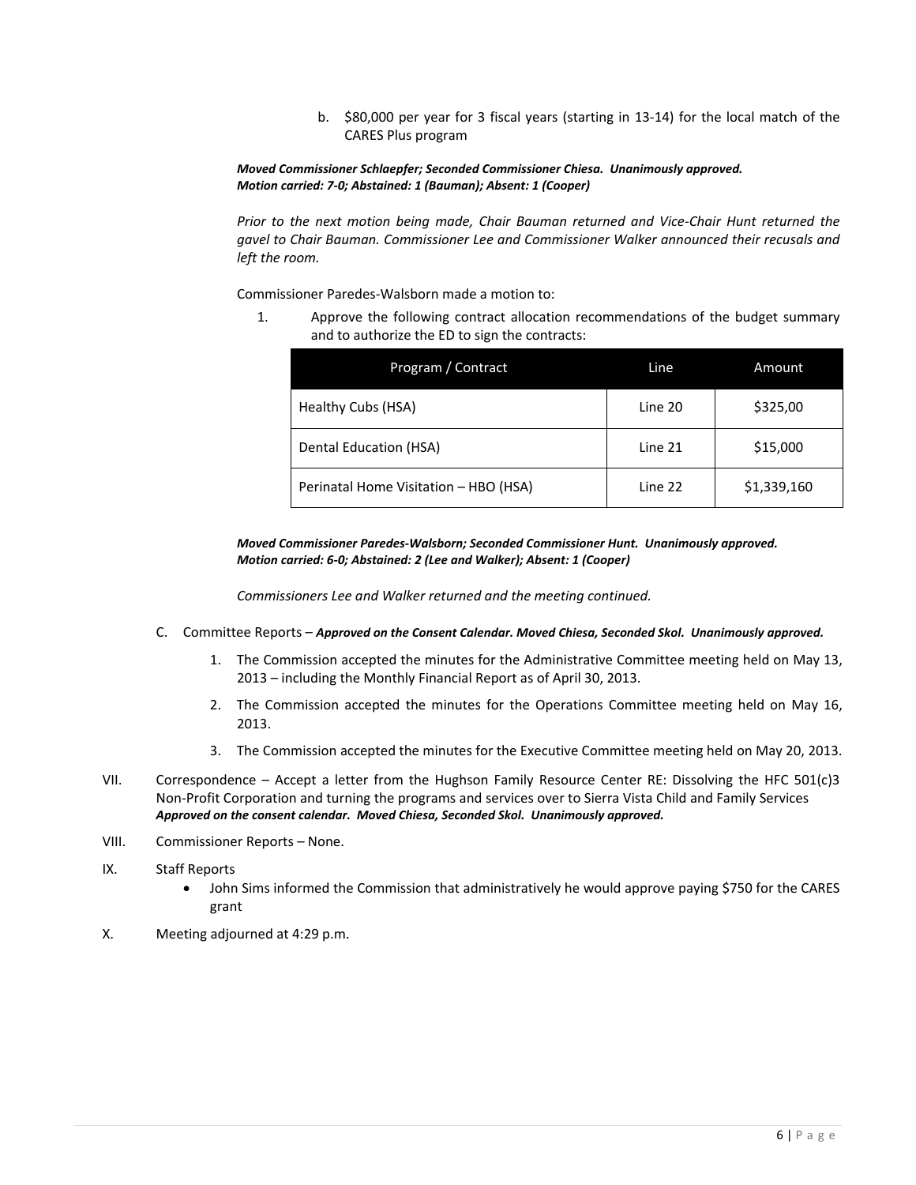b. $80,000 per year for 3 fiscal years (starting in 13-14) for the local match of the CARES Plus program

***Moved Commissioner Schlaepfer; Seconded Commissioner Chiesa. Unanimously approved.***
***Motion carried: 7-0; Abstained: 1 (Bauman); Absent: 1 (Cooper)***

*Prior to the next motion being made, Chair Bauman returned and Vice-Chair Hunt returned the gavel to Chair Bauman. Commissioner Lee and Commissioner Walker announced their recusals and left the room.*

Commissioner Paredes-Walsborn made a motion to:

1. Approve the following contract allocation recommendations of the budget summary and to authorize the ED to sign the contracts:

| Program / Contract | Line | Amount |
|---|---|---|
| Healthy Cubs (HSA) | Line 20 | $325,00 |
| Dental Education (HSA) | Line 21 | $15,000 |
| Perinatal Home Visitation – HBO (HSA) | Line 22 | $1,339,160 |

***Moved Commissioner Paredes-Walsborn; Seconded Commissioner Hunt. Unanimously approved.***
***Motion carried: 6-0; Abstained: 2 (Lee and Walker); Absent: 1 (Cooper)***

*Commissioners Lee and Walker returned and the meeting continued.*

C. Committee Reports – ***Approved on the Consent Calendar. Moved Chiesa, Seconded Skol. Unanimously approved.***

1. The Commission accepted the minutes for the Administrative Committee meeting held on May 13, 2013 – including the Monthly Financial Report as of April 30, 2013.
2. The Commission accepted the minutes for the Operations Committee meeting held on May 16, 2013.
3. The Commission accepted the minutes for the Executive Committee meeting held on May 20, 2013.

VII. Correspondence – Accept a letter from the Hughson Family Resource Center RE: Dissolving the HFC 501(c)3 Non-Profit Corporation and turning the programs and services over to Sierra Vista Child and Family Services
***Approved on the consent calendar. Moved Chiesa, Seconded Skol. Unanimously approved.***

VIII. Commissioner Reports – None.

IX. Staff Reports

- John Sims informed the Commission that administratively he would approve paying $750 for the CARES grant

X. Meeting adjourned at 4:29 p.m.